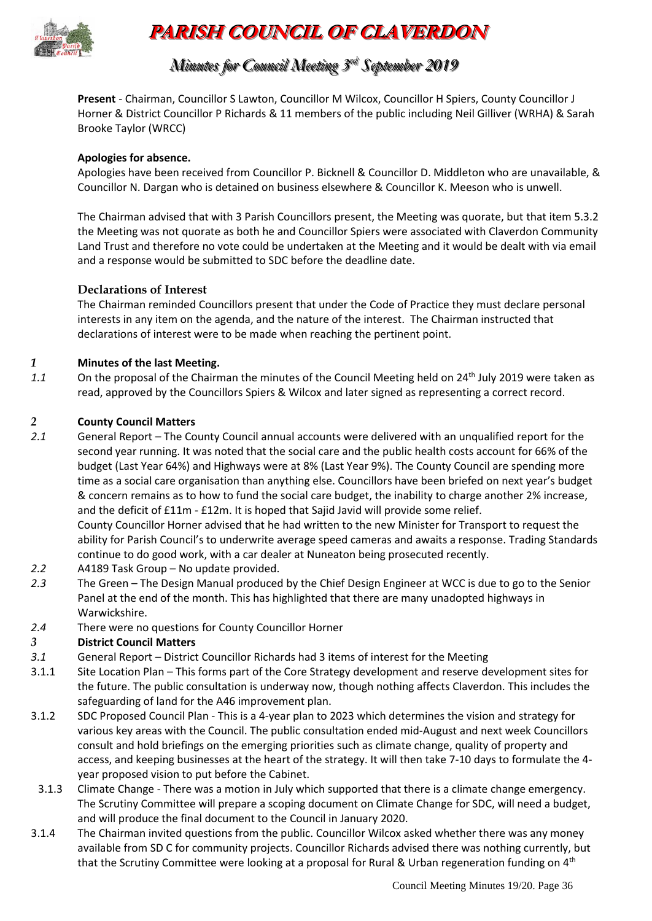# PARISH COUNCIL OF CLAVERDON

## Minutes for Council Meeting 3rd September 2019

**Present** - Chairman, Councillor S Lawton, Councillor M Wilcox, Councillor H Spiers, County Councillor J Horner & District Councillor P Richards & 11 members of the public including Neil Gilliver (WRHA) & Sarah Brooke Taylor (WRCC)

**Apologies for absence.**

Apologies have been received from Councillor P. Bicknell & Councillor D. Middleton who are unavailable, & Councillor N. Dargan who is detained on business elsewhere & Councillor K. Meeson who is unwell.

The Chairman advised that with 3 Parish Councillors present, the Meeting was quorate, but that item 5.3.2 the Meeting was not quorate as both he and Councillor Spiers were associated with Claverdon Community Land Trust and therefore no vote could be undertaken at the Meeting and it would be dealt with via email and a response would be submitted to SDC before the deadline date.

### Declarations of Interest

The Chairman reminded Councillors present that under the Code of Practice they must declare personal interests in any item on the agenda, and the nature of the interest. The Chairman instructed that declarations of interest were to be made when reaching the pertinent point.

*1* **Minutes of the last Meeting.**

*1.1* On the proposal of the Chairman the minutes of the Council Meeting held on 24th July 2019 were taken as read, approved by the Councillors Spiers & Wilcox and later signed as representing a correct record.

*2* **County Council Matters**

*2.1* General Report – The County Council annual accounts were delivered with an unqualified report for the second year running. It was noted that the social care and the public health costs account for 66% of the budget (Last Year 64%) and Highways were at 8% (Last Year 9%). The County Council are spending more time as a social care organisation than anything else. Councillors have been briefed on next year's budget & concern remains as to how to fund the social care budget, the inability to charge another 2% increase, and the deficit of £11m - £12m. It is hoped that Sajid Javid will provide some relief.
County Councillor Horner advised that he had written to the new Minister for Transport to request the ability for Parish Council's to underwrite average speed cameras and awaits a response. Trading Standards continue to do good work, with a car dealer at Nuneaton being prosecuted recently.

*2.2* A4189 Task Group – No update provided.

*2.3* The Green – The Design Manual produced by the Chief Design Engineer at WCC is due to go to the Senior Panel at the end of the month. This has highlighted that there are many unadopted highways in Warwickshire.

*2.4* There were no questions for County Councillor Horner

*3* **District Council Matters**

*3.1* General Report – District Councillor Richards had 3 items of interest for the Meeting

3.1.1 Site Location Plan – This forms part of the Core Strategy development and reserve development sites for the future. The public consultation is underway now, though nothing affects Claverdon. This includes the safeguarding of land for the A46 improvement plan.

3.1.2 SDC Proposed Council Plan - This is a 4-year plan to 2023 which determines the vision and strategy for various key areas with the Council. The public consultation ended mid-August and next week Councillors consult and hold briefings on the emerging priorities such as climate change, quality of property and access, and keeping businesses at the heart of the strategy. It will then take 7-10 days to formulate the 4-year proposed vision to put before the Cabinet.

3.1.3 Climate Change - There was a motion in July which supported that there is a climate change emergency. The Scrutiny Committee will prepare a scoping document on Climate Change for SDC, will need a budget, and will produce the final document to the Council in January 2020.

3.1.4 The Chairman invited questions from the public. Councillor Wilcox asked whether there was any money available from SD C for community projects. Councillor Richards advised there was nothing currently, but that the Scrutiny Committee were looking at a proposal for Rural & Urban regeneration funding on 4th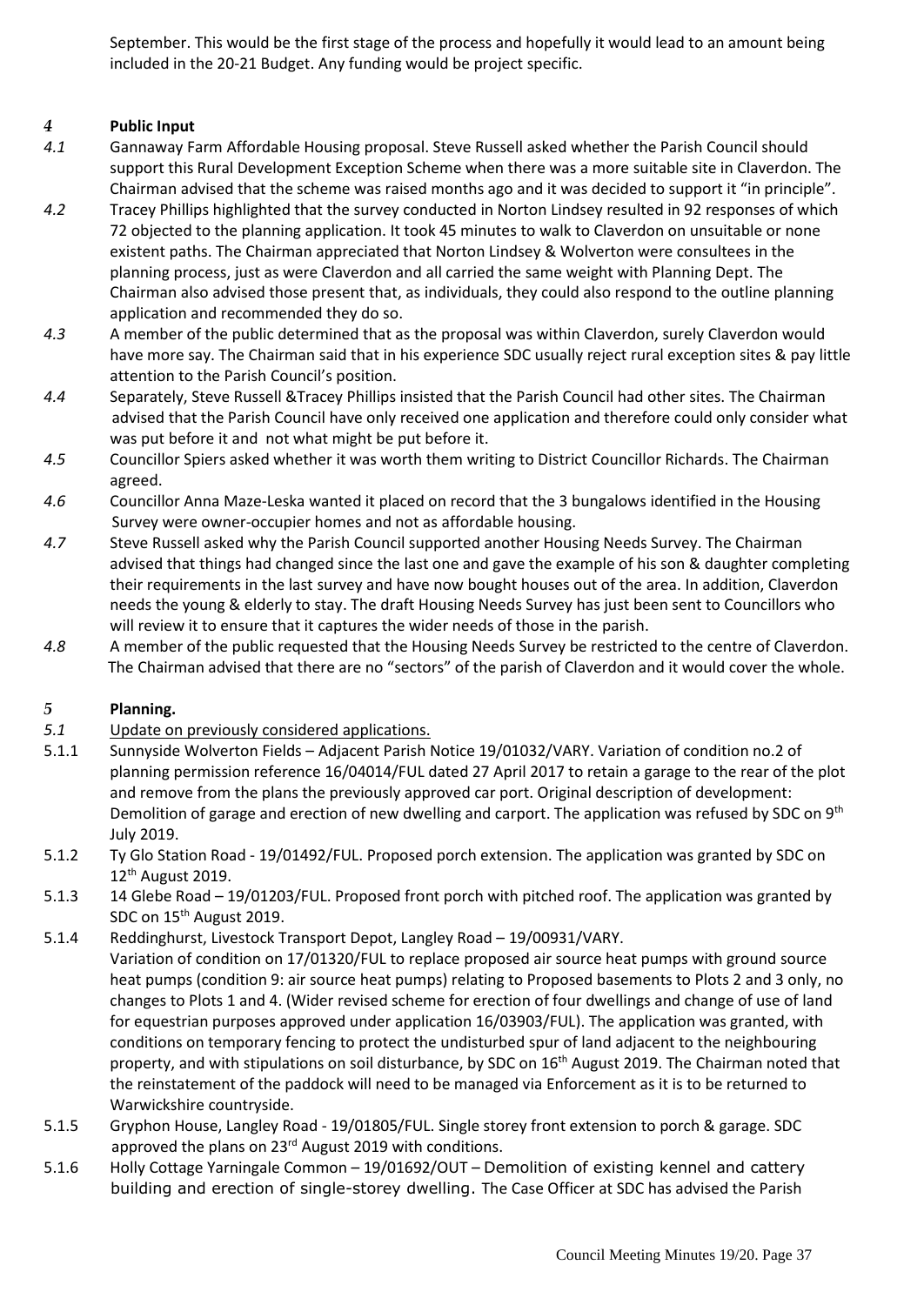September. This would be the first stage of the process and hopefully it would lead to an amount being included in the 20-21 Budget. Any funding would be project specific.

## 4 Public Input

*4.1* Gannaway Farm Affordable Housing proposal. Steve Russell asked whether the Parish Council should support this Rural Development Exception Scheme when there was a more suitable site in Claverdon. The Chairman advised that the scheme was raised months ago and it was decided to support it "in principle".

*4.2* Tracey Phillips highlighted that the survey conducted in Norton Lindsey resulted in 92 responses of which 72 objected to the planning application. It took 45 minutes to walk to Claverdon on unsuitable or none existent paths. The Chairman appreciated that Norton Lindsey & Wolverton were consultees in the planning process, just as were Claverdon and all carried the same weight with Planning Dept. The Chairman also advised those present that, as individuals, they could also respond to the outline planning application and recommended they do so.

*4.3* A member of the public determined that as the proposal was within Claverdon, surely Claverdon would have more say. The Chairman said that in his experience SDC usually reject rural exception sites & pay little attention to the Parish Council's position.

*4.4* Separately, Steve Russell &Tracey Phillips insisted that the Parish Council had other sites. The Chairman advised that the Parish Council have only received one application and therefore could only consider what was put before it and not what might be put before it.

*4.5* Councillor Spiers asked whether it was worth them writing to District Councillor Richards. The Chairman agreed.

*4.6* Councillor Anna Maze-Leska wanted it placed on record that the 3 bungalows identified in the Housing Survey were owner-occupier homes and not as affordable housing.

*4.7* Steve Russell asked why the Parish Council supported another Housing Needs Survey. The Chairman advised that things had changed since the last one and gave the example of his son & daughter completing their requirements in the last survey and have now bought houses out of the area. In addition, Claverdon needs the young & elderly to stay. The draft Housing Needs Survey has just been sent to Councillors who will review it to ensure that it captures the wider needs of those in the parish.

*4.8* A member of the public requested that the Housing Needs Survey be restricted to the centre of Claverdon. The Chairman advised that there are no "sectors" of the parish of Claverdon and it would cover the whole.

## 5 Planning.

*5.1* Update on previously considered applications.

5.1.1 Sunnyside Wolverton Fields – Adjacent Parish Notice 19/01032/VARY. Variation of condition no.2 of planning permission reference 16/04014/FUL dated 27 April 2017 to retain a garage to the rear of the plot and remove from the plans the previously approved car port. Original description of development: Demolition of garage and erection of new dwelling and carport. The application was refused by SDC on 9th July 2019.

5.1.2 Ty Glo Station Road - 19/01492/FUL. Proposed porch extension. The application was granted by SDC on 12th August 2019.

5.1.3 14 Glebe Road – 19/01203/FUL. Proposed front porch with pitched roof. The application was granted by SDC on 15th August 2019.

5.1.4 Reddinghurst, Livestock Transport Depot, Langley Road – 19/00931/VARY.
Variation of condition on 17/01320/FUL to replace proposed air source heat pumps with ground source heat pumps (condition 9: air source heat pumps) relating to Proposed basements to Plots 2 and 3 only, no changes to Plots 1 and 4. (Wider revised scheme for erection of four dwellings and change of use of land for equestrian purposes approved under application 16/03903/FUL). The application was granted, with conditions on temporary fencing to protect the undisturbed spur of land adjacent to the neighbouring property, and with stipulations on soil disturbance, by SDC on 16th August 2019. The Chairman noted that the reinstatement of the paddock will need to be managed via Enforcement as it is to be returned to Warwickshire countryside.

5.1.5 Gryphon House, Langley Road - 19/01805/FUL. Single storey front extension to porch & garage. SDC approved the plans on 23rd August 2019 with conditions.

5.1.6 Holly Cottage Yarningale Common – 19/01692/OUT – Demolition of existing kennel and cattery building and erection of single-storey dwelling. The Case Officer at SDC has advised the Parish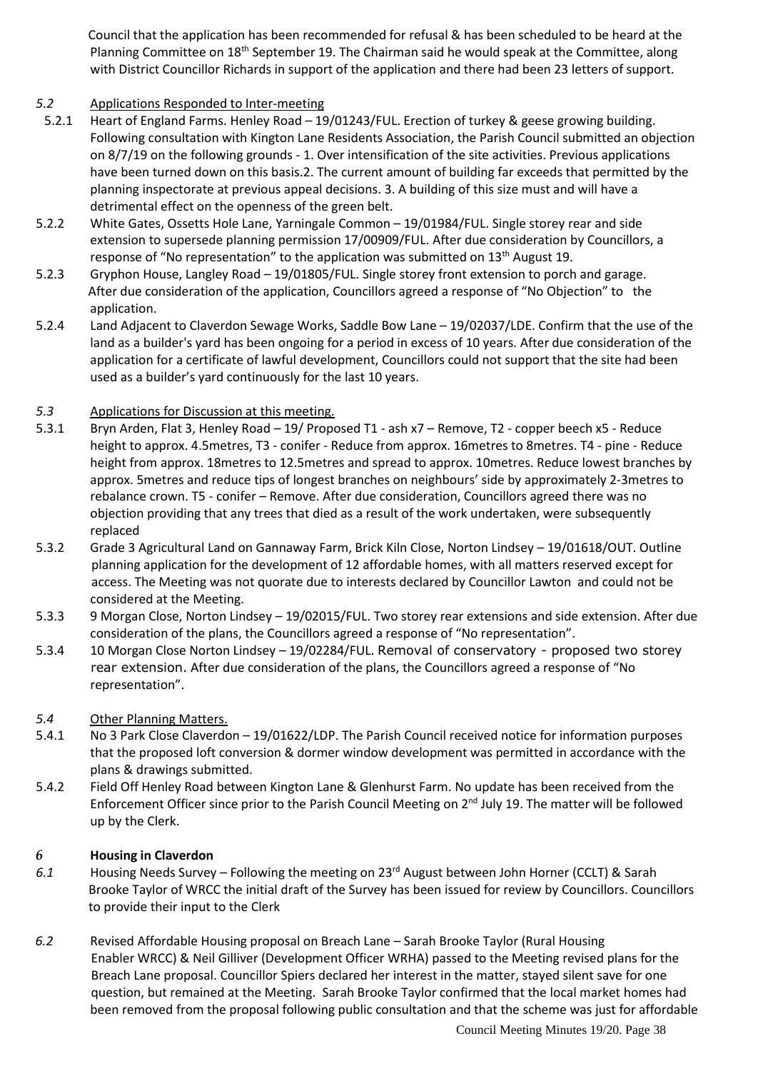Council that the application has been recommended for refusal & has been scheduled to be heard at the Planning Committee on 18th September 19. The Chairman said he would speak at the Committee, along with District Councillor Richards in support of the application and there had been 23 letters of support.

*5.2* Applications Responded to Inter-meeting

5.2.1 Heart of England Farms. Henley Road – 19/01243/FUL. Erection of turkey & geese growing building. Following consultation with Kington Lane Residents Association, the Parish Council submitted an objection on 8/7/19 on the following grounds - 1. Over intensification of the site activities. Previous applications have been turned down on this basis.2. The current amount of building far exceeds that permitted by the planning inspectorate at previous appeal decisions. 3. A building of this size must and will have a detrimental effect on the openness of the green belt.

5.2.2 White Gates, Ossetts Hole Lane, Yarningale Common – 19/01984/FUL. Single storey rear and side extension to supersede planning permission 17/00909/FUL. After due consideration by Councillors, a response of "No representation" to the application was submitted on 13th August 19.

5.2.3 Gryphon House, Langley Road – 19/01805/FUL. Single storey front extension to porch and garage. After due consideration of the application, Councillors agreed a response of "No Objection" to the application.

5.2.4 Land Adjacent to Claverdon Sewage Works, Saddle Bow Lane – 19/02037/LDE. Confirm that the use of the land as a builder's yard has been ongoing for a period in excess of 10 years. After due consideration of the application for a certificate of lawful development, Councillors could not support that the site had been used as a builder's yard continuously for the last 10 years.

*5.3* Applications for Discussion at this meeting.

5.3.1 Bryn Arden, Flat 3, Henley Road – 19/ Proposed T1 - ash x7 – Remove, T2 - copper beech x5 - Reduce height to approx. 4.5metres, T3 - conifer - Reduce from approx. 16metres to 8metres. T4 - pine - Reduce height from approx. 18metres to 12.5metres and spread to approx. 10metres. Reduce lowest branches by approx. 5metres and reduce tips of longest branches on neighbours' side by approximately 2-3metres to rebalance crown. T5 - conifer – Remove. After due consideration, Councillors agreed there was no objection providing that any trees that died as a result of the work undertaken, were subsequently replaced

5.3.2 Grade 3 Agricultural Land on Gannaway Farm, Brick Kiln Close, Norton Lindsey – 19/01618/OUT. Outline planning application for the development of 12 affordable homes, with all matters reserved except for access. The Meeting was not quorate due to interests declared by Councillor Lawton and could not be considered at the Meeting.

5.3.3 9 Morgan Close, Norton Lindsey – 19/02015/FUL. Two storey rear extensions and side extension. After due consideration of the plans, the Councillors agreed a response of "No representation".

5.3.4 10 Morgan Close Norton Lindsey – 19/02284/FUL. Removal of conservatory - proposed two storey rear extension. After due consideration of the plans, the Councillors agreed a response of "No representation".

*5.4* Other Planning Matters.

5.4.1 No 3 Park Close Claverdon – 19/01622/LDP. The Parish Council received notice for information purposes that the proposed loft conversion & dormer window development was permitted in accordance with the plans & drawings submitted.

5.4.2 Field Off Henley Road between Kington Lane & Glenhurst Farm. No update has been received from the Enforcement Officer since prior to the Parish Council Meeting on 2nd July 19. The matter will be followed up by the Clerk.

## *6* Housing in Claverdon

*6.1* Housing Needs Survey – Following the meeting on 23rd August between John Horner (CCLT) & Sarah Brooke Taylor of WRCC the initial draft of the Survey has been issued for review by Councillors. Councillors to provide their input to the Clerk

*6.2* Revised Affordable Housing proposal on Breach Lane – Sarah Brooke Taylor (Rural Housing Enabler WRCC) & Neil Gilliver (Development Officer WRHA) passed to the Meeting revised plans for the Breach Lane proposal. Councillor Spiers declared her interest in the matter, stayed silent save for one question, but remained at the Meeting. Sarah Brooke Taylor confirmed that the local market homes had been removed from the proposal following public consultation and that the scheme was just for affordable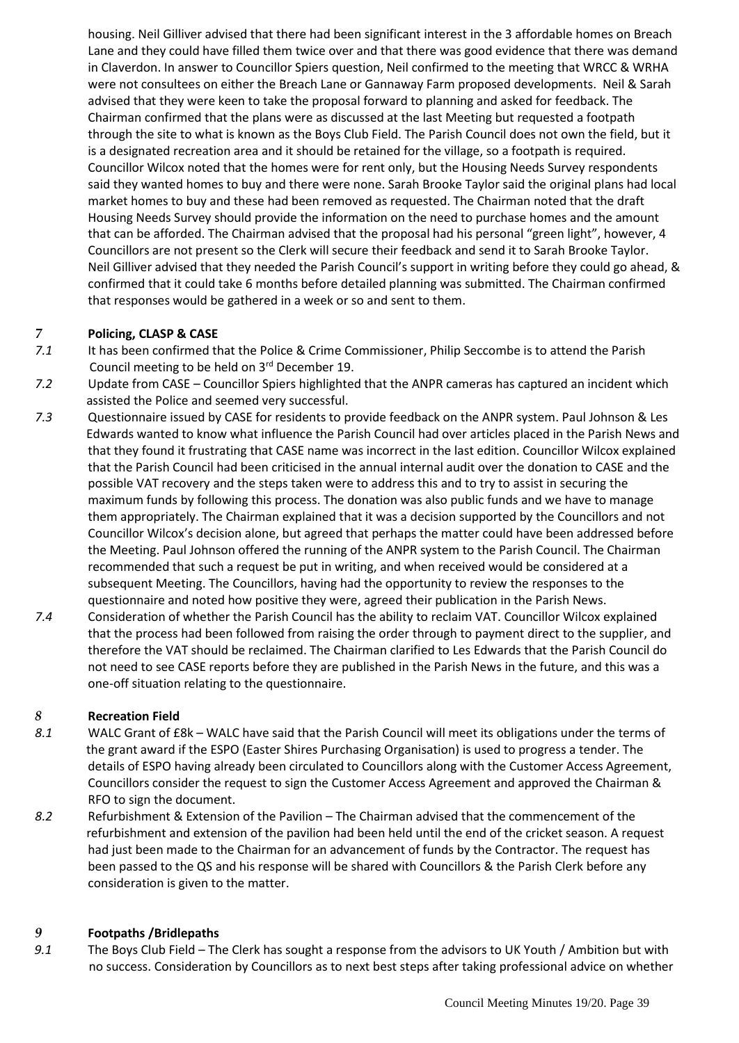housing. Neil Gilliver advised that there had been significant interest in the 3 affordable homes on Breach Lane and they could have filled them twice over and that there was good evidence that there was demand in Claverdon. In answer to Councillor Spiers question, Neil confirmed to the meeting that WRCC & WRHA were not consultees on either the Breach Lane or Gannaway Farm proposed developments. Neil & Sarah advised that they were keen to take the proposal forward to planning and asked for feedback. The Chairman confirmed that the plans were as discussed at the last Meeting but requested a footpath through the site to what is known as the Boys Club Field. The Parish Council does not own the field, but it is a designated recreation area and it should be retained for the village, so a footpath is required. Councillor Wilcox noted that the homes were for rent only, but the Housing Needs Survey respondents said they wanted homes to buy and there were none. Sarah Brooke Taylor said the original plans had local market homes to buy and these had been removed as requested. The Chairman noted that the draft Housing Needs Survey should provide the information on the need to purchase homes and the amount that can be afforded. The Chairman advised that the proposal had his personal "green light", however, 4 Councillors are not present so the Clerk will secure their feedback and send it to Sarah Brooke Taylor. Neil Gilliver advised that they needed the Parish Council's support in writing before they could go ahead, & confirmed that it could take 6 months before detailed planning was submitted. The Chairman confirmed that responses would be gathered in a week or so and sent to them.

## 7 Policing, CLASP & CASE

*7.1* It has been confirmed that the Police & Crime Commissioner, Philip Seccombe is to attend the Parish Council meeting to be held on 3rd December 19.

*7.2* Update from CASE – Councillor Spiers highlighted that the ANPR cameras has captured an incident which assisted the Police and seemed very successful.

*7.3* Questionnaire issued by CASE for residents to provide feedback on the ANPR system. Paul Johnson & Les Edwards wanted to know what influence the Parish Council had over articles placed in the Parish News and that they found it frustrating that CASE name was incorrect in the last edition. Councillor Wilcox explained that the Parish Council had been criticised in the annual internal audit over the donation to CASE and the possible VAT recovery and the steps taken were to address this and to try to assist in securing the maximum funds by following this process. The donation was also public funds and we have to manage them appropriately. The Chairman explained that it was a decision supported by the Councillors and not Councillor Wilcox's decision alone, but agreed that perhaps the matter could have been addressed before the Meeting. Paul Johnson offered the running of the ANPR system to the Parish Council. The Chairman recommended that such a request be put in writing, and when received would be considered at a subsequent Meeting. The Councillors, having had the opportunity to review the responses to the questionnaire and noted how positive they were, agreed their publication in the Parish News.

*7.4* Consideration of whether the Parish Council has the ability to reclaim VAT. Councillor Wilcox explained that the process had been followed from raising the order through to payment direct to the supplier, and therefore the VAT should be reclaimed. The Chairman clarified to Les Edwards that the Parish Council do not need to see CASE reports before they are published in the Parish News in the future, and this was a one-off situation relating to the questionnaire.

## *8* Recreation Field

*8.1* WALC Grant of £8k – WALC have said that the Parish Council will meet its obligations under the terms of the grant award if the ESPO (Easter Shires Purchasing Organisation) is used to progress a tender. The details of ESPO having already been circulated to Councillors along with the Customer Access Agreement, Councillors consider the request to sign the Customer Access Agreement and approved the Chairman & RFO to sign the document.

*8.2* Refurbishment & Extension of the Pavilion – The Chairman advised that the commencement of the refurbishment and extension of the pavilion had been held until the end of the cricket season. A request had just been made to the Chairman for an advancement of funds by the Contractor. The request has been passed to the QS and his response will be shared with Councillors & the Parish Clerk before any consideration is given to the matter.

## *9* Footpaths /Bridlepaths

*9.1* The Boys Club Field – The Clerk has sought a response from the advisors to UK Youth / Ambition but with no success. Consideration by Councillors as to next best steps after taking professional advice on whether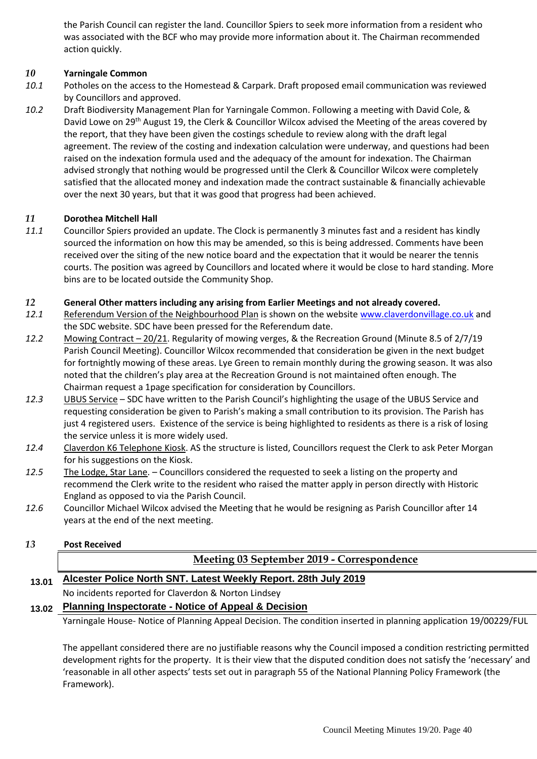the Parish Council can register the land. Councillor Spiers to seek more information from a resident who was associated with the BCF who may provide more information about it. The Chairman recommended action quickly.

***10*** **Yarningale Common**

*10.1* Potholes on the access to the Homestead & Carpark. Draft proposed email communication was reviewed by Councillors and approved.

*10.2* Draft Biodiversity Management Plan for Yarningale Common. Following a meeting with David Cole, & David Lowe on 29th August 19, the Clerk & Councillor Wilcox advised the Meeting of the areas covered by the report, that they have been given the costings schedule to review along with the draft legal agreement. The review of the costing and indexation calculation were underway, and questions had been raised on the indexation formula used and the adequacy of the amount for indexation. The Chairman advised strongly that nothing would be progressed until the Clerk & Councillor Wilcox were completely satisfied that the allocated money and indexation made the contract sustainable & financially achievable over the next 30 years, but that it was good that progress had been achieved.

***11*** **Dorothea Mitchell Hall**

*11.1* Councillor Spiers provided an update. The Clock is permanently 3 minutes fast and a resident has kindly sourced the information on how this may be amended, so this is being addressed. Comments have been received over the siting of the new notice board and the expectation that it would be nearer the tennis courts. The position was agreed by Councillors and located where it would be close to hard standing. More bins are to be located outside the Community Shop.

***12*** **General Other matters including any arising from Earlier Meetings and not already covered.**

*12.1* Referendum Version of the Neighbourhood Plan is shown on the website www.claverdonvillage.co.uk and the SDC website. SDC have been pressed for the Referendum date.

*12.2* Mowing Contract – 20/21. Regularity of mowing verges, & the Recreation Ground (Minute 8.5 of 2/7/19 Parish Council Meeting). Councillor Wilcox recommended that consideration be given in the next budget for fortnightly mowing of these areas. Lye Green to remain monthly during the growing season. It was also noted that the children's play area at the Recreation Ground is not maintained often enough. The Chairman request a 1page specification for consideration by Councillors.

*12.3* UBUS Service – SDC have written to the Parish Council's highlighting the usage of the UBUS Service and requesting consideration be given to Parish's making a small contribution to its provision. The Parish has just 4 registered users. Existence of the service is being highlighted to residents as there is a risk of losing the service unless it is more widely used.

*12.4* Claverdon K6 Telephone Kiosk. AS the structure is listed, Councillors request the Clerk to ask Peter Morgan for his suggestions on the Kiosk.

*12.5* The Lodge, Star Lane. – Councillors considered the requested to seek a listing on the property and recommend the Clerk write to the resident who raised the matter apply in person directly with Historic England as opposed to via the Parish Council.

*12.6* Councillor Michael Wilcox advised the Meeting that he would be resigning as Parish Councillor after 14 years at the end of the next meeting.

***13*** **Post Received**

## Meeting 03 September 2019 - Correspondence

**13.01** **Alcester Police North SNT. Latest Weekly Report. 28th July 2019**

No incidents reported for Claverdon & Norton Lindsey

**13.02** **Planning Inspectorate - Notice of Appeal & Decision**

Yarningale House- Notice of Planning Appeal Decision. The condition inserted in planning application 19/00229/FUL

The appellant considered there are no justifiable reasons why the Council imposed a condition restricting permitted development rights for the property. It is their view that the disputed condition does not satisfy the 'necessary' and 'reasonable in all other aspects' tests set out in paragraph 55 of the National Planning Policy Framework (the Framework).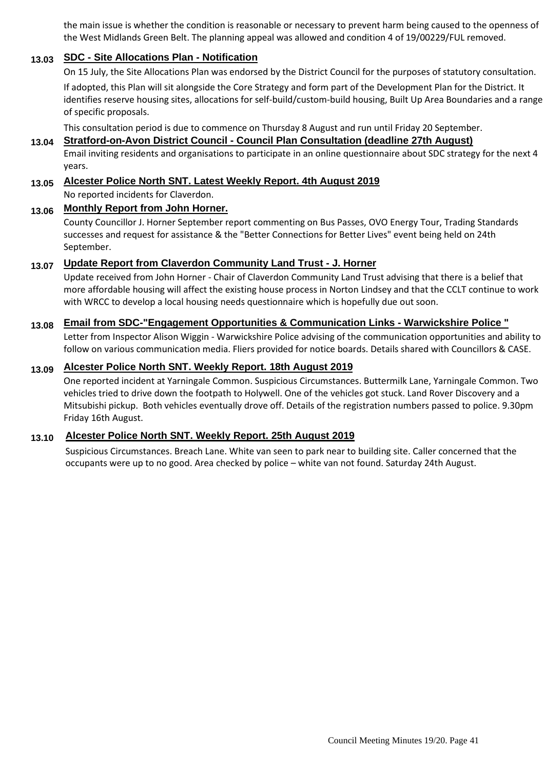the main issue is whether the condition is reasonable or necessary to prevent harm being caused to the openness of the West Midlands Green Belt. The planning appeal was allowed and condition 4 of 19/00229/FUL removed.

**13.03 SDC - Site Allocations Plan - Notification**

On 15 July, the Site Allocations Plan was endorsed by the District Council for the purposes of statutory consultation.

If adopted, this Plan will sit alongside the Core Strategy and form part of the Development Plan for the District. It identifies reserve housing sites, allocations for self-build/custom-build housing, Built Up Area Boundaries and a range of specific proposals.

This consultation period is due to commence on Thursday 8 August and run until Friday 20 September.

**13.04 Stratford-on-Avon District Council - Council Plan Consultation (deadline 27th August)**

Email inviting residents and organisations to participate in an online questionnaire about SDC strategy for the next 4 years.

**13.05 Alcester Police North SNT. Latest Weekly Report. 4th August 2019**

No reported incidents for Claverdon.

**13.06 Monthly Report from John Horner.**

County Councillor J. Horner September report commenting on Bus Passes, OVO Energy Tour, Trading Standards successes and request for assistance & the "Better Connections for Better Lives" event being held on 24th September.

**13.07 Update Report from Claverdon Community Land Trust - J. Horner**

Update received from John Horner - Chair of Claverdon Community Land Trust advising that there is a belief that more affordable housing will affect the existing house process in Norton Lindsey and that the CCLT continue to work with WRCC to develop a local housing needs questionnaire which is hopefully due out soon.

**13.08 Email from SDC-"Engagement Opportunities & Communication Links - Warwickshire Police "**

Letter from Inspector Alison Wiggin - Warwickshire Police advising of the communication opportunities and ability to follow on various communication media. Fliers provided for notice boards. Details shared with Councillors & CASE.

**13.09 Alcester Police North SNT. Weekly Report. 18th August 2019**

One reported incident at Yarningale Common. Suspicious Circumstances. Buttermilk Lane, Yarningale Common. Two vehicles tried to drive down the footpath to Holywell. One of the vehicles got stuck. Land Rover Discovery and a Mitsubishi pickup. Both vehicles eventually drove off. Details of the registration numbers passed to police. 9.30pm Friday 16th August.

**13.10 Alcester Police North SNT. Weekly Report. 25th August 2019**

Suspicious Circumstances. Breach Lane. White van seen to park near to building site. Caller concerned that the occupants were up to no good. Area checked by police – white van not found. Saturday 24th August.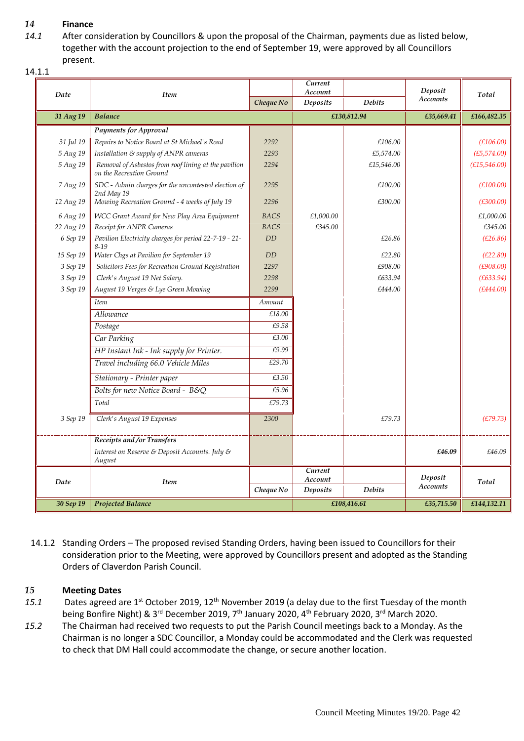## 14 Finance

*14.1* After consideration by Councillors & upon the proposal of the Chairman, payments due as listed below, together with the account projection to the end of September 19, were approved by all Councillors present.

14.1.1

| Date | Item | Cheque No | Current Account Deposits | Debits | Deposit Accounts | Total |
|---|---|---|---|---|---|---|
| **31 Aug 19** | **Balance** | | **£130,812.94** | | **£35,669.41** | **£166,482.35** |
| | ***Payments for Approval*** | | | | | |
| 31 Jul 19 | *Repairs to Notice Board at St Michael's Road* | 2292 | | £106.00 | | (£106.00) |
| 5 Aug 19 | *Installation & supply of ANPR cameras* | 2293 | | £5,574.00 | | (£5,574.00) |
| 5 Aug 19 | *Removal of Asbestos from roof lining at the pavilion on the Recreation Ground* | 2294 | | £15,546.00 | | (£15,546.00) |
| 7 Aug 19 | *SDC - Admin charges for the uncontested election of 2nd May 19* | 2295 | | £100.00 | | (£100.00) |
| 12 Aug 19 | *Mowing Recreation Ground - 4 weeks of July 19* | 2296 | | £300.00 | | (£300.00) |
| 6 Aug 19 | *WCC Grant Award for New Play Area Equipment* | BACS | £1,000.00 | | | £1,000.00 |
| 22 Aug 19 | *Receipt for ANPR Cameras* | BACS | £345.00 | | | £345.00 |
| 6 Sep 19 | *Pavilion Electricity charges for period 22-7-19 - 21-8-19* | DD | | £26.86 | | (£26.86) |
| 15 Sep 19 | *Water Chgs at Pavilion for September 19* | DD | | £22.80 | | (£22.80) |
| 3 Sep 19 | *Solicitors Fees for Recreation Ground Registration* | 2297 | | £908.00 | | (£908.00) |
| 3 Sep 19 | *Clerk's August 19 Net Salary.* | 2298 | | £633.94 | | (£633.94) |
| 3 Sep 19 | *August 19 Verges & Lye Green Mowing* | 2299 | | £444.00 | | (£444.00) |
| 3 Sep 19 | *Clerk's August 19 Expenses* | 2300 | | £79.73 | | (£79.73) |
| | ***Receipts and /or Transfers*** | | | | | |
| | *Interest on Reserve & Deposit Accounts. July & August* | | | | **£46.09** | £46.09 |
| **30 Sep 19** | **Projected Balance** | | **£108,416.61** | | **£35,715.50** | **£144,132.11** |

Clerk's August 19 Expenses breakdown:

| Item | Amount |
|---|---|
| Allowance | £18.00 |
| Postage | £9.58 |
| Car Parking | £3.00 |
| HP Instant Ink - Ink supply for Printer. | £9.99 |
| Travel including 66.0 Vehicle Miles | £29.70 |
| Stationary - Printer paper | £3.50 |
| Bolts for new Notice Board - B&Q | £5.96 |
| Total | £79.73 |

14.1.2 Standing Orders – The proposed revised Standing Orders, having been issued to Councillors for their consideration prior to the Meeting, were approved by Councillors present and adopted as the Standing Orders of Claverdon Parish Council.

## 15 Meeting Dates

*15.1* Dates agreed are 1st October 2019, 12th November 2019 (a delay due to the first Tuesday of the month being Bonfire Night) & 3rd December 2019, 7th January 2020, 4th February 2020, 3rd March 2020.

*15.2* The Chairman had received two requests to put the Parish Council meetings back to a Monday. As the Chairman is no longer a SDC Councillor, a Monday could be accommodated and the Clerk was requested to check that DM Hall could accommodate the change, or secure another location.